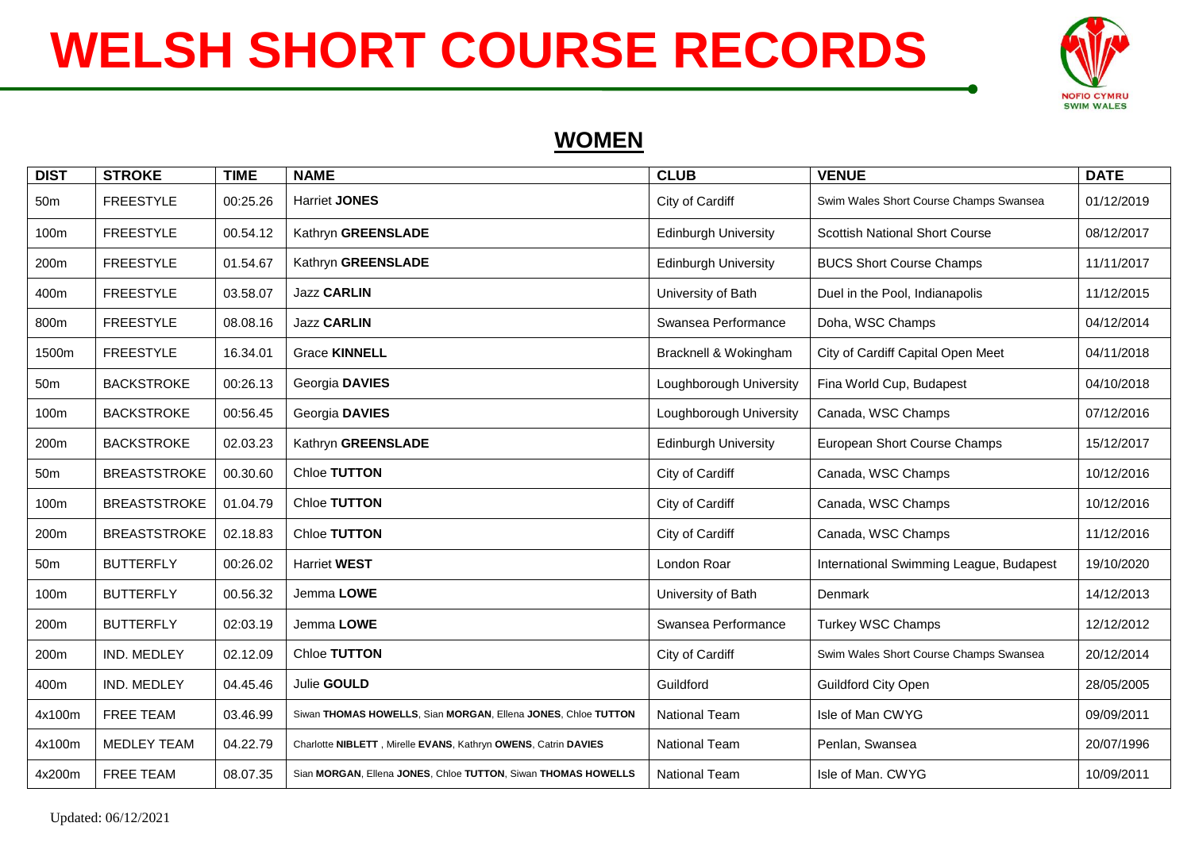# WELSH SHORT COURSE RECORDS

NOFIO CYMRU
SWIM WALES

## WOMEN

| DIST | STROKE | TIME | NAME | CLUB | VENUE | DATE |
|---|---|---|---|---|---|---|
| 50m | FREESTYLE | 00:25.26 | Harriet **JONES** | City of Cardiff | Swim Wales Short Course Champs Swansea | 01/12/2019 |
| 100m | FREESTYLE | 00.54.12 | Kathryn **GREENSLADE** | Edinburgh University | Scottish National Short Course | 08/12/2017 |
| 200m | FREESTYLE | 01.54.67 | Kathryn **GREENSLADE** | Edinburgh University | BUCS Short Course Champs | 11/11/2017 |
| 400m | FREESTYLE | 03.58.07 | Jazz **CARLIN** | University of Bath | Duel in the Pool, Indianapolis | 11/12/2015 |
| 800m | FREESTYLE | 08.08.16 | Jazz **CARLIN** | Swansea Performance | Doha, WSC Champs | 04/12/2014 |
| 1500m | FREESTYLE | 16.34.01 | Grace **KINNELL** | Bracknell & Wokingham | City of Cardiff Capital Open Meet | 04/11/2018 |
| 50m | BACKSTROKE | 00:26.13 | Georgia **DAVIES** | Loughborough University | Fina World Cup, Budapest | 04/10/2018 |
| 100m | BACKSTROKE | 00:56.45 | Georgia **DAVIES** | Loughborough University | Canada, WSC Champs | 07/12/2016 |
| 200m | BACKSTROKE | 02.03.23 | Kathryn **GREENSLADE** | Edinburgh University | European Short Course Champs | 15/12/2017 |
| 50m | BREASTSTROKE | 00.30.60 | Chloe **TUTTON** | City of Cardiff | Canada, WSC Champs | 10/12/2016 |
| 100m | BREASTSTROKE | 01.04.79 | Chloe **TUTTON** | City of Cardiff | Canada, WSC Champs | 10/12/2016 |
| 200m | BREASTSTROKE | 02.18.83 | Chloe **TUTTON** | City of Cardiff | Canada, WSC Champs | 11/12/2016 |
| 50m | BUTTERFLY | 00:26.02 | Harriet **WEST** | London Roar | International Swimming League, Budapest | 19/10/2020 |
| 100m | BUTTERFLY | 00.56.32 | Jemma **LOWE** | University of Bath | Denmark | 14/12/2013 |
| 200m | BUTTERFLY | 02:03.19 | Jemma **LOWE** | Swansea Performance | Turkey WSC Champs | 12/12/2012 |
| 200m | IND. MEDLEY | 02.12.09 | Chloe **TUTTON** | City of Cardiff | Swim Wales Short Course Champs Swansea | 20/12/2014 |
| 400m | IND. MEDLEY | 04.45.46 | Julie **GOULD** | Guildford | Guildford City Open | 28/05/2005 |
| 4x100m | FREE TEAM | 03.46.99 | Siwan **THOMAS HOWELLS**, Sian **MORGAN**, Ellena **JONES**, Chloe **TUTTON** | National Team | Isle of Man CWYG | 09/09/2011 |
| 4x100m | MEDLEY TEAM | 04.22.79 | Charlotte **NIBLETT** , Mirelle **EVANS**, Kathryn **OWENS**, Catrin **DAVIES** | National Team | Penlan, Swansea | 20/07/1996 |
| 4x200m | FREE TEAM | 08.07.35 | Sian **MORGAN**, Ellena **JONES**, Chloe **TUTTON**, Siwan **THOMAS HOWELLS** | National Team | Isle of Man. CWYG | 10/09/2011 |

Updated: 06/12/2021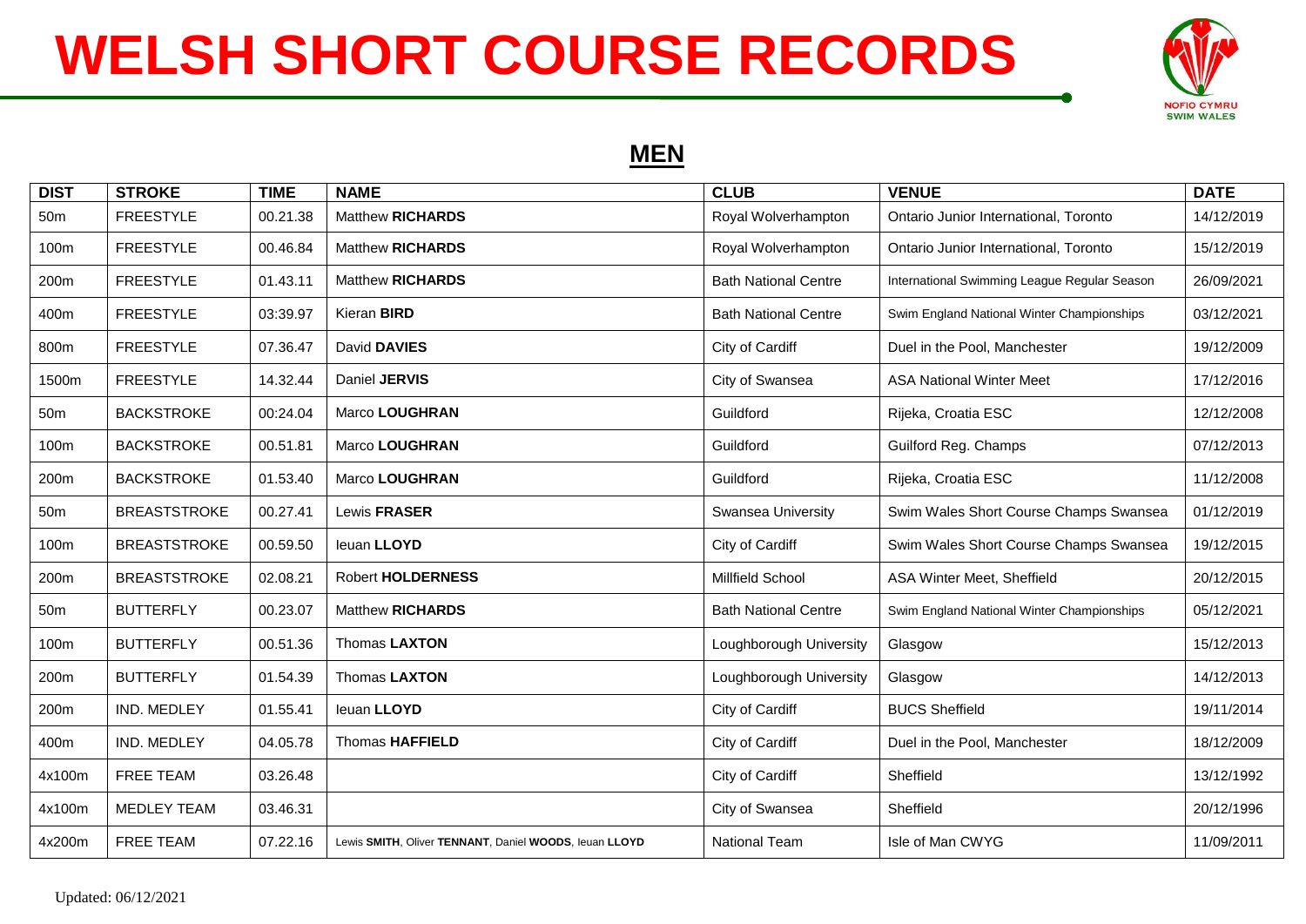# WELSH SHORT COURSE RECORDS

## MEN

| DIST | STROKE | TIME | NAME | CLUB | VENUE | DATE |
|---|---|---|---|---|---|---|
| 50m | FREESTYLE | 00.21.38 | Matthew **RICHARDS** | Royal Wolverhampton | Ontario Junior International, Toronto | 14/12/2019 |
| 100m | FREESTYLE | 00.46.84 | Matthew **RICHARDS** | Royal Wolverhampton | Ontario Junior International, Toronto | 15/12/2019 |
| 200m | FREESTYLE | 01.43.11 | Matthew **RICHARDS** | Bath National Centre | International Swimming League Regular Season | 26/09/2021 |
| 400m | FREESTYLE | 03:39.97 | Kieran **BIRD** | Bath National Centre | Swim England National Winter Championships | 03/12/2021 |
| 800m | FREESTYLE | 07.36.47 | David **DAVIES** | City of Cardiff | Duel in the Pool, Manchester | 19/12/2009 |
| 1500m | FREESTYLE | 14.32.44 | Daniel **JERVIS** | City of Swansea | ASA National Winter Meet | 17/12/2016 |
| 50m | BACKSTROKE | 00:24.04 | Marco **LOUGHRAN** | Guildford | Rijeka, Croatia ESC | 12/12/2008 |
| 100m | BACKSTROKE | 00.51.81 | Marco **LOUGHRAN** | Guildford | Guilford Reg. Champs | 07/12/2013 |
| 200m | BACKSTROKE | 01.53.40 | Marco **LOUGHRAN** | Guildford | Rijeka, Croatia ESC | 11/12/2008 |
| 50m | BREASTSTROKE | 00.27.41 | Lewis **FRASER** | Swansea University | Swim Wales Short Course Champs Swansea | 01/12/2019 |
| 100m | BREASTSTROKE | 00.59.50 | Ieuan **LLOYD** | City of Cardiff | Swim Wales Short Course Champs Swansea | 19/12/2015 |
| 200m | BREASTSTROKE | 02.08.21 | Robert **HOLDERNESS** | Millfield School | ASA Winter Meet, Sheffield | 20/12/2015 |
| 50m | BUTTERFLY | 00.23.07 | Matthew **RICHARDS** | Bath National Centre | Swim England National Winter Championships | 05/12/2021 |
| 100m | BUTTERFLY | 00.51.36 | Thomas **LAXTON** | Loughborough University | Glasgow | 15/12/2013 |
| 200m | BUTTERFLY | 01.54.39 | Thomas **LAXTON** | Loughborough University | Glasgow | 14/12/2013 |
| 200m | IND. MEDLEY | 01.55.41 | Ieuan **LLOYD** | City of Cardiff | BUCS Sheffield | 19/11/2014 |
| 400m | IND. MEDLEY | 04.05.78 | Thomas **HAFFIELD** | City of Cardiff | Duel in the Pool, Manchester | 18/12/2009 |
| 4x100m | FREE TEAM | 03.26.48 | | City of Cardiff | Sheffield | 13/12/1992 |
| 4x100m | MEDLEY TEAM | 03.46.31 | | City of Swansea | Sheffield | 20/12/1996 |
| 4x200m | FREE TEAM | 07.22.16 | Lewis **SMITH**, Oliver **TENNANT**, Daniel **WOODS**, Ieuan **LLOYD** | National Team | Isle of Man CWYG | 11/09/2011 |

Updated: 06/12/2021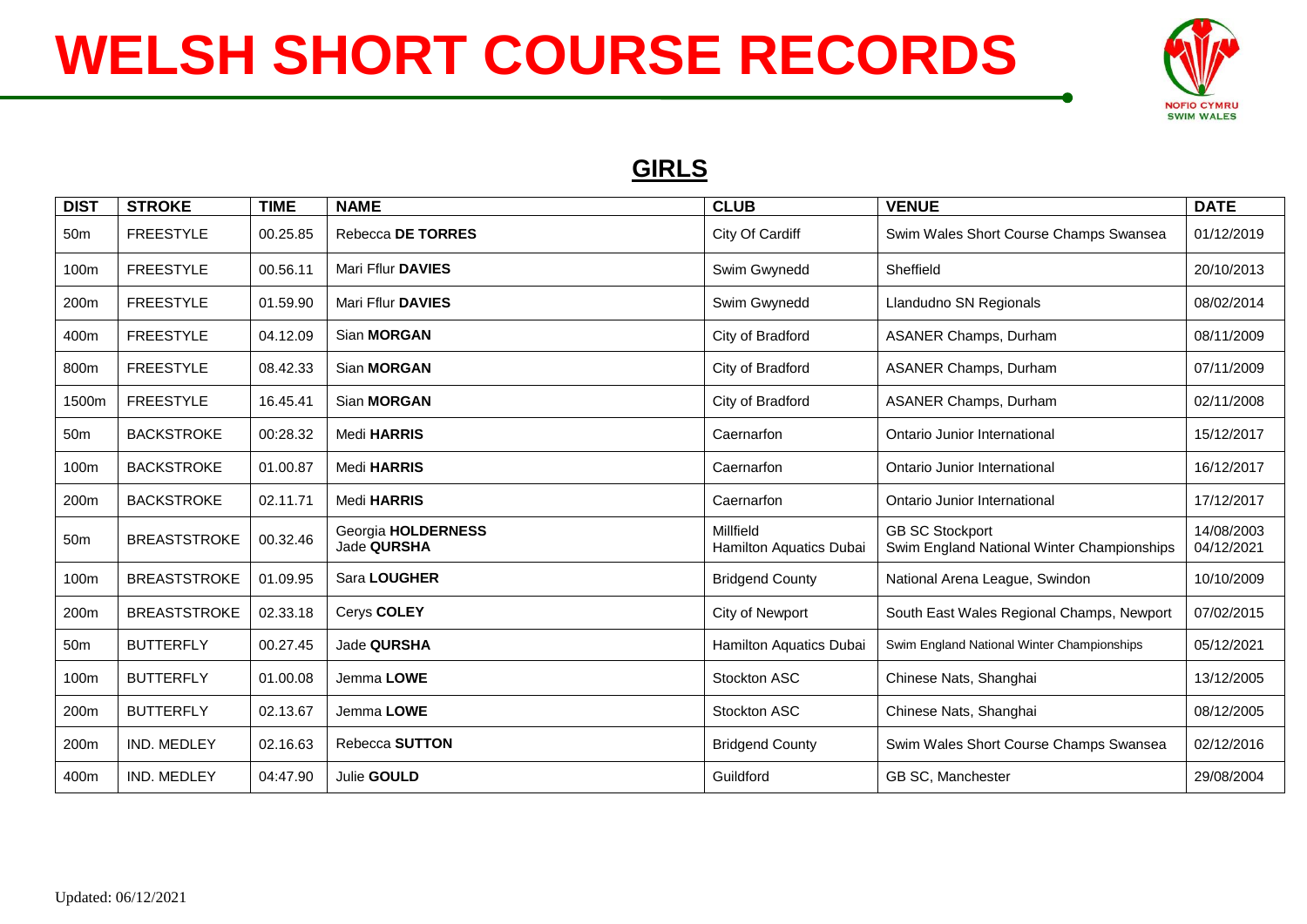# WELSH SHORT COURSE RECORDS

NOFIO CYMRU SWIM WALES

## GIRLS

| DIST | STROKE | TIME | NAME | CLUB | VENUE | DATE |
|---|---|---|---|---|---|---|
| 50m | FREESTYLE | 00.25.85 | Rebecca **DE TORRES** | City Of Cardiff | Swim Wales Short Course Champs Swansea | 01/12/2019 |
| 100m | FREESTYLE | 00.56.11 | Mari Fflur **DAVIES** | Swim Gwynedd | Sheffield | 20/10/2013 |
| 200m | FREESTYLE | 01.59.90 | Mari Fflur **DAVIES** | Swim Gwynedd | Llandudno SN Regionals | 08/02/2014 |
| 400m | FREESTYLE | 04.12.09 | Sian **MORGAN** | City of Bradford | ASANER Champs, Durham | 08/11/2009 |
| 800m | FREESTYLE | 08.42.33 | Sian **MORGAN** | City of Bradford | ASANER Champs, Durham | 07/11/2009 |
| 1500m | FREESTYLE | 16.45.41 | Sian **MORGAN** | City of Bradford | ASANER Champs, Durham | 02/11/2008 |
| 50m | BACKSTROKE | 00:28.32 | Medi **HARRIS** | Caernarfon | Ontario Junior International | 15/12/2017 |
| 100m | BACKSTROKE | 01.00.87 | Medi **HARRIS** | Caernarfon | Ontario Junior International | 16/12/2017 |
| 200m | BACKSTROKE | 02.11.71 | Medi **HARRIS** | Caernarfon | Ontario Junior International | 17/12/2017 |
| 50m | BREASTSTROKE | 00.32.46 | Georgia **HOLDERNESS**<br>Jade **QURSHA** | Millfield<br>Hamilton Aquatics Dubai | GB SC Stockport<br>Swim England National Winter Championships | 14/08/2003<br>04/12/2021 |
| 100m | BREASTSTROKE | 01.09.95 | Sara **LOUGHER** | Bridgend County | National Arena League, Swindon | 10/10/2009 |
| 200m | BREASTSTROKE | 02.33.18 | Cerys **COLEY** | City of Newport | South East Wales Regional Champs, Newport | 07/02/2015 |
| 50m | BUTTERFLY | 00.27.45 | Jade **QURSHA** | Hamilton Aquatics Dubai | Swim England National Winter Championships | 05/12/2021 |
| 100m | BUTTERFLY | 01.00.08 | Jemma **LOWE** | Stockton ASC | Chinese Nats, Shanghai | 13/12/2005 |
| 200m | BUTTERFLY | 02.13.67 | Jemma **LOWE** | Stockton ASC | Chinese Nats, Shanghai | 08/12/2005 |
| 200m | IND. MEDLEY | 02.16.63 | Rebecca **SUTTON** | Bridgend County | Swim Wales Short Course Champs Swansea | 02/12/2016 |
| 400m | IND. MEDLEY | 04:47.90 | Julie **GOULD** | Guildford | GB SC, Manchester | 29/08/2004 |

Updated: 06/12/2021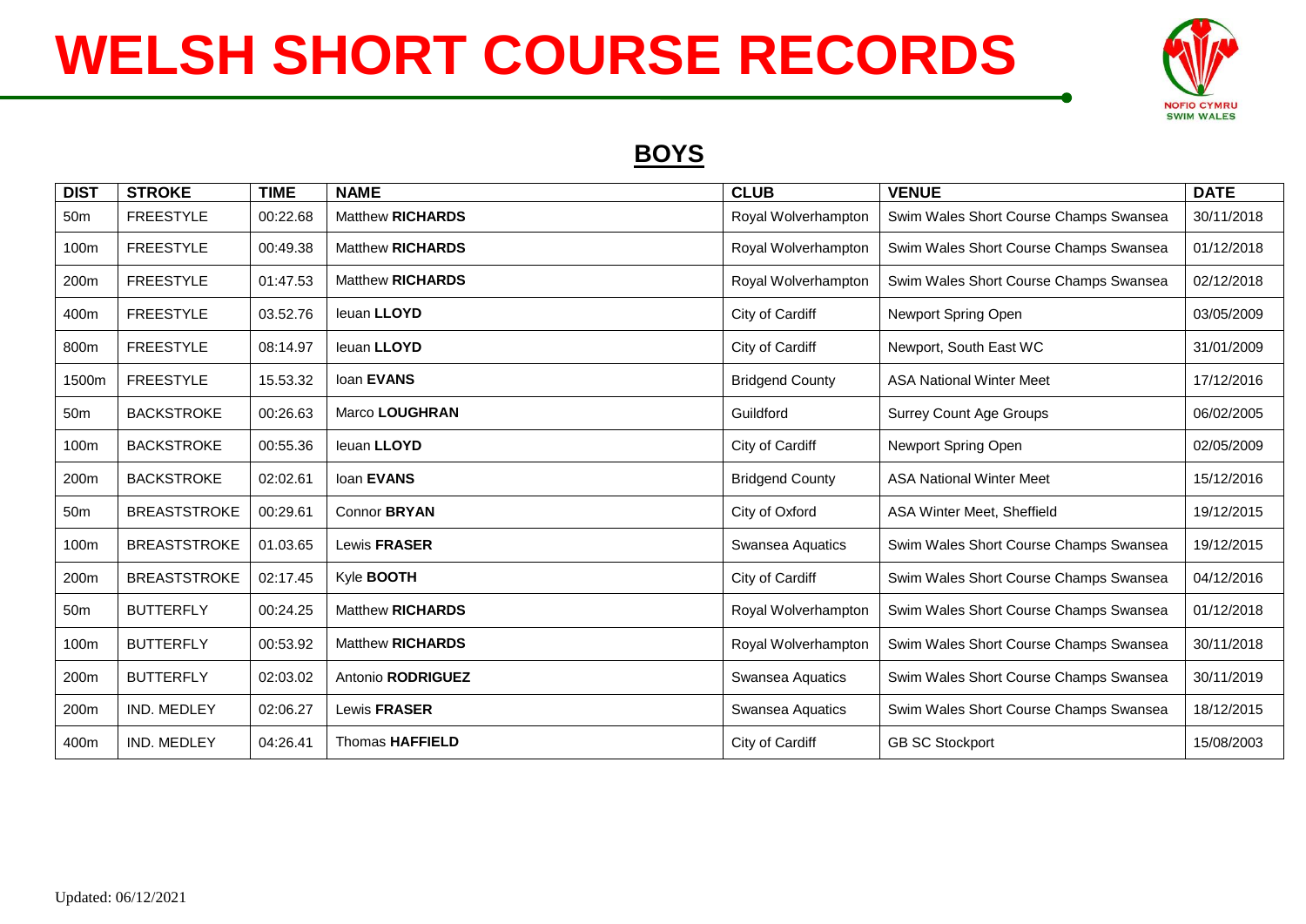# WELSH SHORT COURSE RECORDS

NOFIO CYMRU
SWIM WALES

## BOYS

| DIST | STROKE | TIME | NAME | CLUB | VENUE | DATE |
|---|---|---|---|---|---|---|
| 50m | FREESTYLE | 00:22.68 | Matthew **RICHARDS** | Royal Wolverhampton | Swim Wales Short Course Champs Swansea | 30/11/2018 |
| 100m | FREESTYLE | 00:49.38 | Matthew **RICHARDS** | Royal Wolverhampton | Swim Wales Short Course Champs Swansea | 01/12/2018 |
| 200m | FREESTYLE | 01:47.53 | Matthew **RICHARDS** | Royal Wolverhampton | Swim Wales Short Course Champs Swansea | 02/12/2018 |
| 400m | FREESTYLE | 03.52.76 | Ieuan **LLOYD** | City of Cardiff | Newport Spring Open | 03/05/2009 |
| 800m | FREESTYLE | 08:14.97 | Ieuan **LLOYD** | City of Cardiff | Newport, South East WC | 31/01/2009 |
| 1500m | FREESTYLE | 15.53.32 | Ioan **EVANS** | Bridgend County | ASA National Winter Meet | 17/12/2016 |
| 50m | BACKSTROKE | 00:26.63 | Marco **LOUGHRAN** | Guildford | Surrey Count Age Groups | 06/02/2005 |
| 100m | BACKSTROKE | 00:55.36 | Ieuan **LLOYD** | City of Cardiff | Newport Spring Open | 02/05/2009 |
| 200m | BACKSTROKE | 02:02.61 | Ioan **EVANS** | Bridgend County | ASA National Winter Meet | 15/12/2016 |
| 50m | BREASTSTROKE | 00:29.61 | Connor **BRYAN** | City of Oxford | ASA Winter Meet, Sheffield | 19/12/2015 |
| 100m | BREASTSTROKE | 01.03.65 | Lewis **FRASER** | Swansea Aquatics | Swim Wales Short Course Champs Swansea | 19/12/2015 |
| 200m | BREASTSTROKE | 02:17.45 | Kyle **BOOTH** | City of Cardiff | Swim Wales Short Course Champs Swansea | 04/12/2016 |
| 50m | BUTTERFLY | 00:24.25 | Matthew **RICHARDS** | Royal Wolverhampton | Swim Wales Short Course Champs Swansea | 01/12/2018 |
| 100m | BUTTERFLY | 00:53.92 | Matthew **RICHARDS** | Royal Wolverhampton | Swim Wales Short Course Champs Swansea | 30/11/2018 |
| 200m | BUTTERFLY | 02:03.02 | Antonio **RODRIGUEZ** | Swansea Aquatics | Swim Wales Short Course Champs Swansea | 30/11/2019 |
| 200m | IND. MEDLEY | 02:06.27 | Lewis **FRASER** | Swansea Aquatics | Swim Wales Short Course Champs Swansea | 18/12/2015 |
| 400m | IND. MEDLEY | 04:26.41 | Thomas **HAFFIELD** | City of Cardiff | GB SC Stockport | 15/08/2003 |

Updated: 06/12/2021